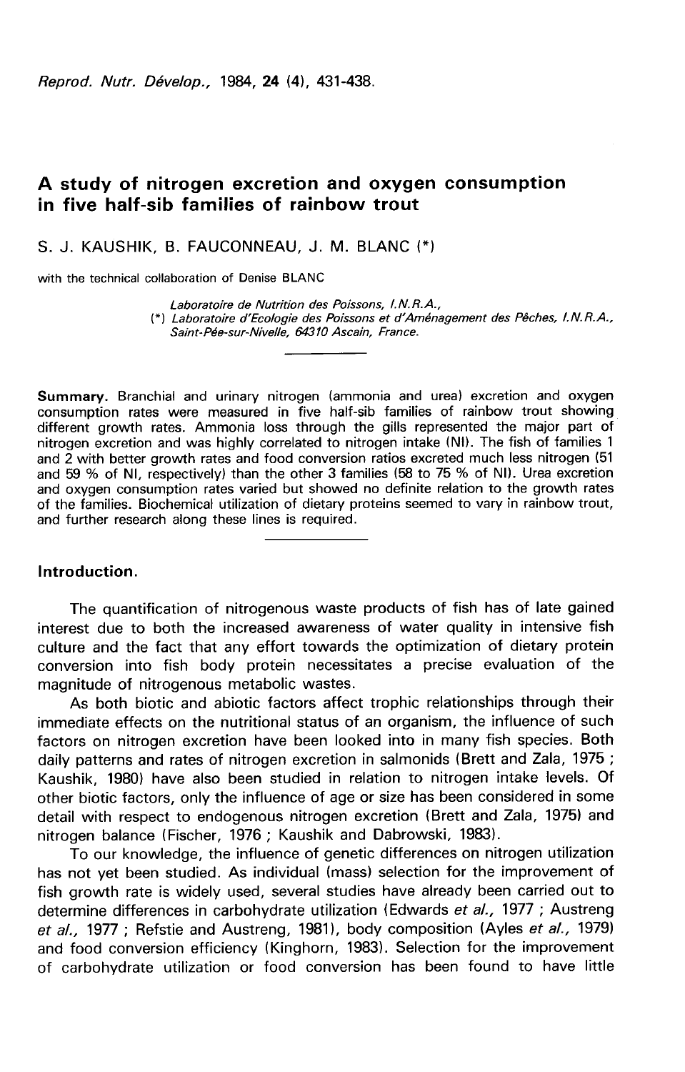# A study of nitrogen excretion and oxygen consumption in five half-sib families of rainbow trout

S. J. KAUSHIK, B. FAUCONNEAU, J. M. BLANC (*)

with the technical collaboration of Denise BLANC

*Laboratoire de Nutrition des Poissons, I.N.R.A.,*
(*) *Laboratoire d'Ecologie des Poissons et d'Aménagement des Pêches, I.N.R.A., Saint-Pée-sur-Nivelle, 64310 Ascain, France.*

**Summary.** Branchial and urinary nitrogen (ammonia and urea) excretion and oxygen consumption rates were measured in five half-sib families of rainbow trout showing different growth rates. Ammonia loss through the gills represented the major part of nitrogen excretion and was highly correlated to nitrogen intake (NI). The fish of families 1 and 2 with better growth rates and food conversion ratios excreted much less nitrogen (51 and 59 % of NI, respectively) than the other 3 families (58 to 75 % of NI). Urea excretion and oxygen consumption rates varied but showed no definite relation to the growth rates of the families. Biochemical utilization of dietary proteins seemed to vary in rainbow trout, and further research along these lines is required.

## Introduction.

The quantification of nitrogenous waste products of fish has of late gained interest due to both the increased awareness of water quality in intensive fish culture and the fact that any effort towards the optimization of dietary protein conversion into fish body protein necessitates a precise evaluation of the magnitude of nitrogenous metabolic wastes.

As both biotic and abiotic factors affect trophic relationships through their immediate effects on the nutritional status of an organism, the influence of such factors on nitrogen excretion have been looked into in many fish species. Both daily patterns and rates of nitrogen excretion in salmonids (Brett and Zala, 1975 ; Kaushik, 1980) have also been studied in relation to nitrogen intake levels. Of other biotic factors, only the influence of age or size has been considered in some detail with respect to endogenous nitrogen excretion (Brett and Zala, 1975) and nitrogen balance (Fischer, 1976 ; Kaushik and Dabrowski, 1983).

To our knowledge, the influence of genetic differences on nitrogen utilization has not yet been studied. As individual (mass) selection for the improvement of fish growth rate is widely used, several studies have already been carried out to determine differences in carbohydrate utilization (Edwards *et al.*, 1977 ; Austreng *et al.*, 1977 ; Refstie and Austreng, 1981), body composition (Ayles *et al.*, 1979) and food conversion efficiency (Kinghorn, 1983). Selection for the improvement of carbohydrate utilization or food conversion has been found to have little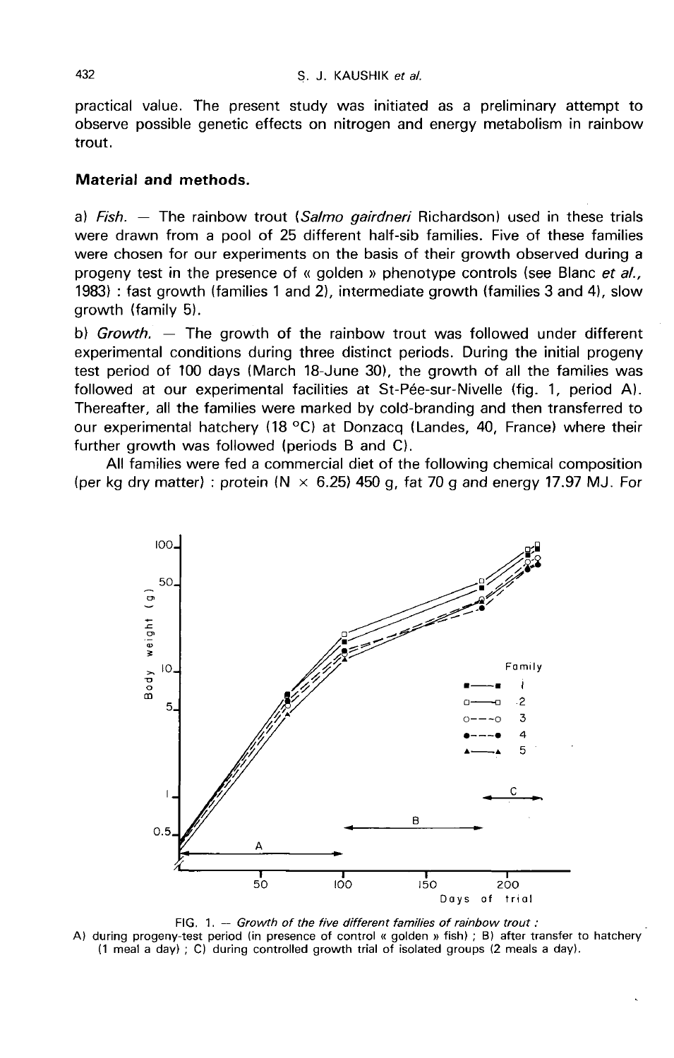practical value. The present study was initiated as a preliminary attempt to observe possible genetic effects on nitrogen and energy metabolism in rainbow trout.

## Material and methods.

a) *Fish.* — The rainbow trout (*Salmo gairdneri* Richardson) used in these trials were drawn from a pool of 25 different half-sib families. Five of these families were chosen for our experiments on the basis of their growth observed during a progeny test in the presence of « golden » phenotype controls (see Blanc *et al.*, 1983) : fast growth (families 1 and 2), intermediate growth (families 3 and 4), slow growth (family 5).

b) *Growth.* — The growth of the rainbow trout was followed under different experimental conditions during three distinct periods. During the initial progeny test period of 100 days (March 18-June 30), the growth of all the families was followed at our experimental facilities at St-Pée-sur-Nivelle (fig. 1, period A). Thereafter, all the families were marked by cold-branding and then transferred to our experimental hatchery (18 °C) at Donzacq (Landes, 40, France) where their further growth was followed (periods B and C).

All families were fed a commercial diet of the following chemical composition (per kg dry matter) : protein (N × 6.25) 450 g, fat 70 g and energy 17.97 MJ. For

FIG. 1. — *Growth of the five different families of rainbow trout :*
A) during progeny-test period (in presence of control « golden » fish) ; B) after transfer to hatchery (1 meal a day) ; C) during controlled growth trial of isolated groups (2 meals a day).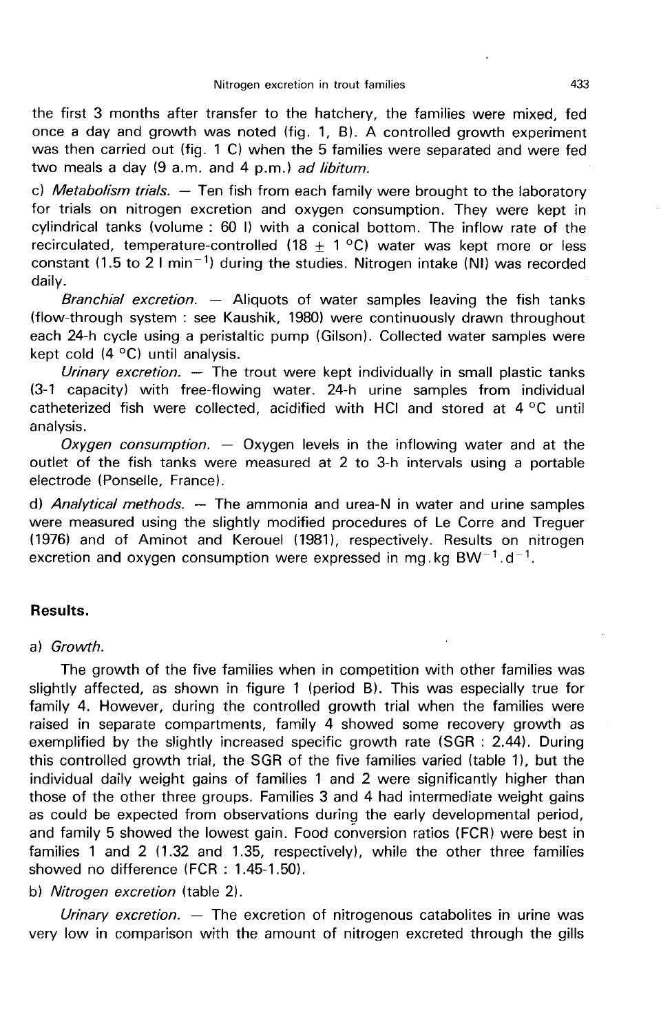the first 3 months after transfer to the hatchery, the families were mixed, fed once a day and growth was noted (fig. 1, B). A controlled growth experiment was then carried out (fig. 1 C) when the 5 families were separated and were fed two meals a day (9 a.m. and 4 p.m.) *ad libitum.*

c) *Metabolism trials.* — Ten fish from each family were brought to the laboratory for trials on nitrogen excretion and oxygen consumption. They were kept in cylindrical tanks (volume : 60 l) with a conical bottom. The inflow rate of the recirculated, temperature-controlled (18 ± 1 °C) water was kept more or less constant (1.5 to 2 l $min^{-1}$) during the studies. Nitrogen intake (NI) was recorded daily.

*Branchial excretion.* — Aliquots of water samples leaving the fish tanks (flow-through system : see Kaushik, 1980) were continuously drawn throughout each 24-h cycle using a peristaltic pump (Gilson). Collected water samples were kept cold (4 °C) until analysis.

*Urinary excretion.* — The trout were kept individually in small plastic tanks (3-l capacity) with free-flowing water. 24-h urine samples from individual catheterized fish were collected, acidified with HCl and stored at 4 °C until analysis.

*Oxygen consumption.* — Oxygen levels in the inflowing water and at the outlet of the fish tanks were measured at 2 to 3-h intervals using a portable electrode (Ponselle, France).

d) *Analytical methods.* — The ammonia and urea-N in water and urine samples were measured using the slightly modified procedures of Le Corre and Treguer (1976) and of Aminot and Kerouel (1981), respectively. Results on nitrogen excretion and oxygen consumption were expressed in mg.kg $BW^{-1}.d^{-1}$.

## Results.

a) *Growth.*

The growth of the five families when in competition with other families was slightly affected, as shown in figure 1 (period B). This was especially true for family 4. However, during the controlled growth trial when the families were raised in separate compartments, family 4 showed some recovery growth as exemplified by the slightly increased specific growth rate (SGR : 2.44). During this controlled growth trial, the SGR of the five families varied (table 1), but the individual daily weight gains of families 1 and 2 were significantly higher than those of the other three groups. Families 3 and 4 had intermediate weight gains as could be expected from observations during the early developmental period, and family 5 showed the lowest gain. Food conversion ratios (FCR) were best in families 1 and 2 (1.32 and 1.35, respectively), while the other three families showed no difference (FCR : 1.45-1.50).

b) *Nitrogen excretion* (table 2).

*Urinary excretion.* — The excretion of nitrogenous catabolites in urine was very low in comparison with the amount of nitrogen excreted through the gills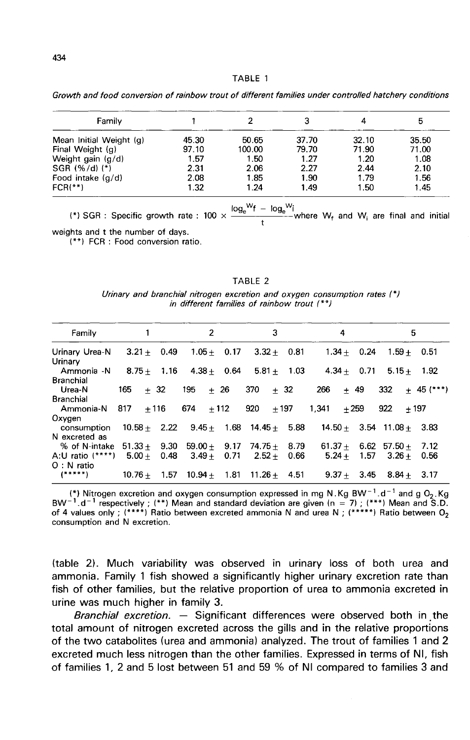TABLE 1

*Growth and food conversion of rainbow trout of different families under controlled hatchery conditions*

| Family | 1 | 2 | 3 | 4 | 5 |
|---|---|---|---|---|---|
| Mean Initial Weight (g) | 45.30 | 50.65 | 37.70 | 32.10 | 35.50 |
| Final Weight (g) | 97.10 | 100.00 | 79.70 | 71.90 | 71.00 |
| Weight gain (g/d) | 1.57 | 1.50 | 1.27 | 1.20 | 1.08 |
| SGR (%/d) (*) | 2.31 | 2.06 | 2.27 | 2.44 | 2.10 |
| Food intake (g/d) | 2.08 | 1.85 | 1.90 | 1.79 | 1.56 |
| FCR(**) | 1.32 | 1.24 | 1.49 | 1.50 | 1.45 |

(*) SGR : Specific growth rate : $100 \times \frac{\log_e W_f - \log_e W_i}{t}$ where $W_f$ and $W_i$ are final and initial weights and t the number of days.
(**) FCR : Food conversion ratio.

TABLE 2

*Urinary and branchial nitrogen excretion and oxygen consumption rates (*) in different families of rainbow trout (**)*

| Family | 1 | 2 | 3 | 4 | 5 |
|---|---|---|---|---|---|
| Urinary Urea-N | 3.21 ± 0.49 | 1.05 ± 0.17 | 3.32 ± 0.81 | 1.34 ± 0.24 | 1.59 ± 0.51 |
| Urinary Ammonia -N | 8.75 ± 1.16 | 4.38 ± 0.64 | 5.81 ± 1.03 | 4.34 ± 0.71 | 5.15 ± 1.92 |
| Branchial Urea-N | 165 ± 32 | 195 ± 26 | 370 ± 32 | 266 ± 49 | 332 ± 45 (***) |
| Branchial Ammonia-N | 817 ± 116 | 674 ± 112 | 920 ± 197 | 1,341 ± 259 | 922 ± 197 |
| Oxygen consumption | 10.58 ± 2.22 | 9.45 ± 1.68 | 14.45 ± 5.88 | 14.50 ± 3.54 | 11.08 ± 3.83 |
| N excreted as % of N-intake | 51.33 ± 9.30 | 59.00 ± 9.17 | 74.75 ± 8.79 | 61.37 ± 6.62 | 57.50 ± 7.12 |
| A:U ratio (****) | 5.00 ± 0.48 | 3.49 ± 0.71 | 2.52 ± 0.66 | 5.24 ± 1.57 | 3.26 ± 0.56 |
| O : N ratio (*****) | 10.76 ± 1.57 | 10.94 ± 1.81 | 11.26 ± 4.51 | 9.37 ± 3.45 | 8.84 ± 3.17 |

(*) Nitrogen excretion and oxygen consumption expressed in mg N.Kg $BW^{-1}.d^{-1}$ and g $O_2$.Kg $BW^{-1}.d^{-1}$ respectively ; (**) Mean and standard deviation are given (n = 7) ; (***) Mean and S.D. of 4 values only ; (****) Ratio between excreted ammonia N and urea N ; (*****) Ratio between $O_2$ consumption and N excretion.

(table 2). Much variability was observed in urinary loss of both urea and ammonia. Family 1 fish showed a significantly higher urinary excretion rate than fish of other families, but the relative proportion of urea to ammonia excreted in urine was much higher in family 3.

*Branchial excretion.* — Significant differences were observed both in the total amount of nitrogen excreted across the gills and in the relative proportions of the two catabolites (urea and ammonia) analyzed. The trout of families 1 and 2 excreted much less nitrogen than the other families. Expressed in terms of NI, fish of families 1, 2 and 5 lost between 51 and 59 % of NI compared to families 3 and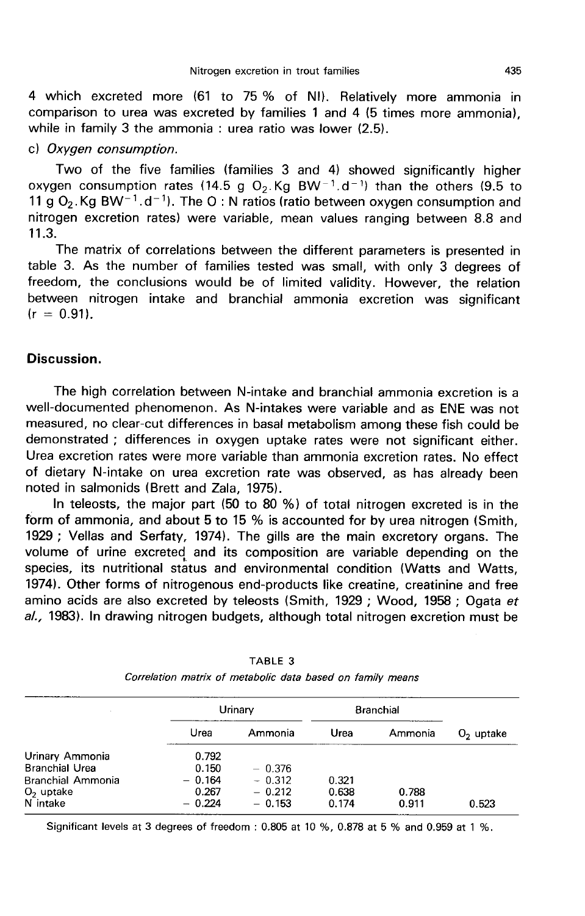4 which excreted more (61 to 75 % of NI). Relatively more ammonia in comparison to urea was excreted by families 1 and 4 (5 times more ammonia), while in family 3 the ammonia : urea ratio was lower (2.5).

c) *Oxygen consumption.*

Two of the five families (families 3 and 4) showed significantly higher oxygen consumption rates (14.5 g $O_2 . Kg\ BW^{-1} . d^{-1}$) than the others (9.5 to 11 g $O_2 . Kg\ BW^{-1} . d^{-1}$). The O : N ratios (ratio between oxygen consumption and nitrogen excretion rates) were variable, mean values ranging between 8.8 and 11.3.

The matrix of correlations between the different parameters is presented in table 3. As the number of families tested was small, with only 3 degrees of freedom, the conclusions would be of limited validity. However, the relation between nitrogen intake and branchial ammonia excretion was significant ($r = 0.91$).

## Discussion.

The high correlation between N-intake and branchial ammonia excretion is a well-documented phenomenon. As N-intakes were variable and as ENE was not measured, no clear-cut differences in basal metabolism among these fish could be demonstrated ; differences in oxygen uptake rates were not significant either. Urea excretion rates were more variable than ammonia excretion rates. No effect of dietary N-intake on urea excretion rate was observed, as has already been noted in salmonids (Brett and Zala, 1975).

In teleosts, the major part (50 to 80 %) of total nitrogen excreted is in the form of ammonia, and about 5 to 15 % is accounted for by urea nitrogen (Smith, 1929 ; Vellas and Serfaty, 1974). The gills are the main excretory organs. The volume of urine excreted and its composition are variable depending on the species, its nutritional status and environmental condition (Watts and Watts, 1974). Other forms of nitrogenous end-products like creatine, creatinine and free amino acids are also excreted by teleosts (Smith, 1929 ; Wood, 1958 ; Ogata *et al.,* 1983). In drawing nitrogen budgets, although total nitrogen excretion must be

TABLE 3

*Correlation matrix of metabolic data based on family means*

| | Urinary | | Branchial | | |
|---|---|---|---|---|---|
| | Urea | Ammonia | Urea | Ammonia | $O_2$ uptake |
| Urinary Ammonia | 0.792 | | | | |
| Branchial Urea | 0.150 | − 0.376 | | | |
| Branchial Ammonia | − 0.164 | − 0.312 | 0.321 | | |
| $O_2$ uptake | 0.267 | − 0.212 | 0.638 | 0.788 | |
| N intake | − 0.224 | − 0.153 | 0.174 | 0.911 | 0.523 |

Significant levels at 3 degrees of freedom : 0.805 at 10 %, 0.878 at 5 % and 0.959 at 1 %.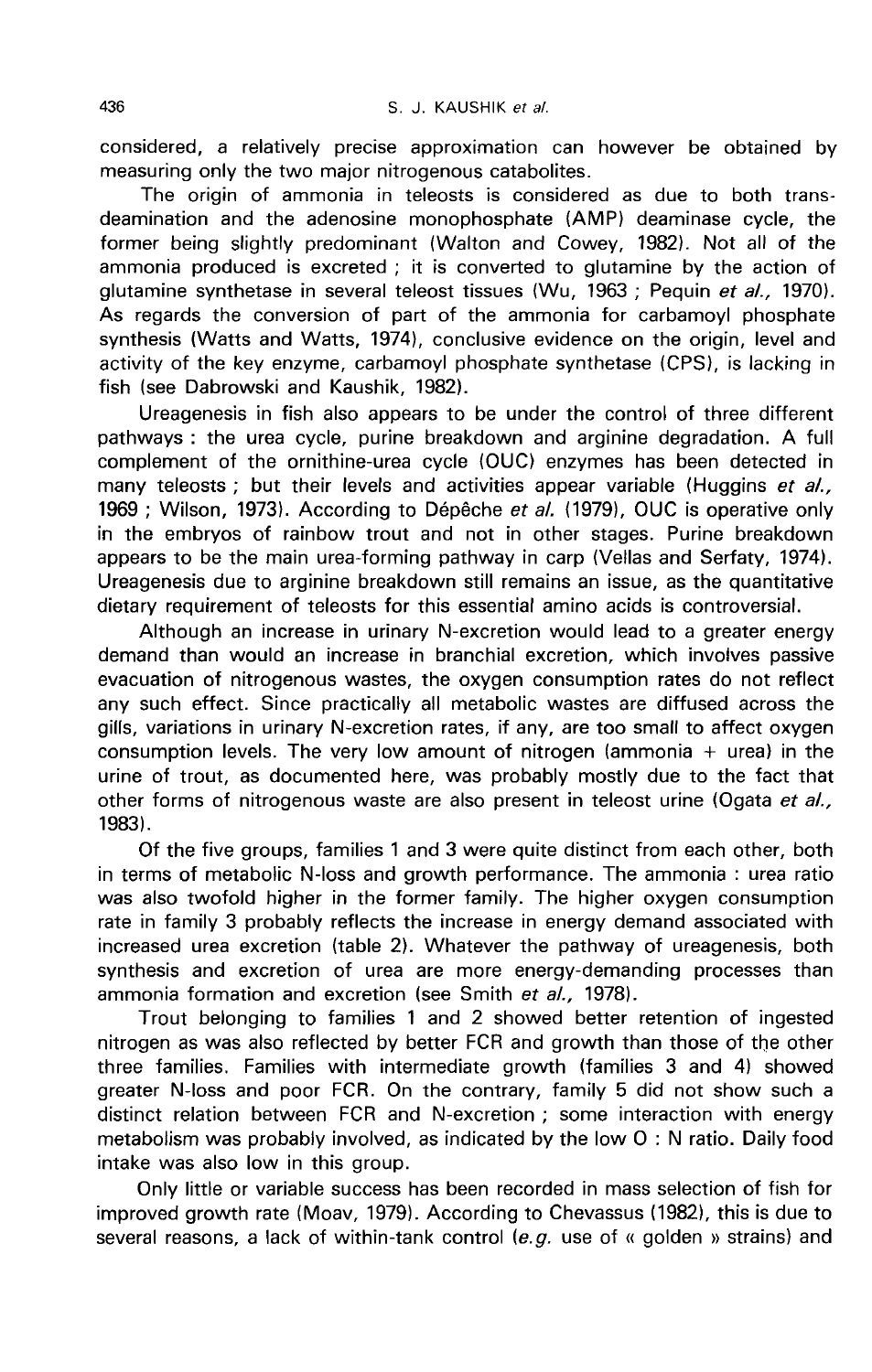considered, a relatively precise approximation can however be obtained by measuring only the two major nitrogenous catabolites.

The origin of ammonia in teleosts is considered as due to both trans-deamination and the adenosine monophosphate (AMP) deaminase cycle, the former being slightly predominant (Walton and Cowey, 1982). Not all of the ammonia produced is excreted ; it is converted to glutamine by the action of glutamine synthetase in several teleost tissues (Wu, 1963 ; Pequin *et al.*, 1970). As regards the conversion of part of the ammonia for carbamoyl phosphate synthesis (Watts and Watts, 1974), conclusive evidence on the origin, level and activity of the key enzyme, carbamoyl phosphate synthetase (CPS), is lacking in fish (see Dabrowski and Kaushik, 1982).

Ureagenesis in fish also appears to be under the control of three different pathways : the urea cycle, purine breakdown and arginine degradation. A full complement of the ornithine-urea cycle (OUC) enzymes has been detected in many teleosts ; but their levels and activities appear variable (Huggins *et al.*, 1969 ; Wilson, 1973). According to Dépêche *et al.* (1979), OUC is operative only in the embryos of rainbow trout and not in other stages. Purine breakdown appears to be the main urea-forming pathway in carp (Vellas and Serfaty, 1974). Ureagenesis due to arginine breakdown still remains an issue, as the quantitative dietary requirement of teleosts for this essential amino acids is controversial.

Although an increase in urinary N-excretion would lead to a greater energy demand than would an increase in branchial excretion, which involves passive evacuation of nitrogenous wastes, the oxygen consumption rates do not reflect any such effect. Since practically all metabolic wastes are diffused across the gills, variations in urinary N-excretion rates, if any, are too small to affect oxygen consumption levels. The very low amount of nitrogen (ammonia + urea) in the urine of trout, as documented here, was probably mostly due to the fact that other forms of nitrogenous waste are also present in teleost urine (Ogata *et al.*, 1983).

Of the five groups, families 1 and 3 were quite distinct from each other, both in terms of metabolic N-loss and growth performance. The ammonia : urea ratio was also twofold higher in the former family. The higher oxygen consumption rate in family 3 probably reflects the increase in energy demand associated with increased urea excretion (table 2). Whatever the pathway of ureagenesis, both synthesis and excretion of urea are more energy-demanding processes than ammonia formation and excretion (see Smith *et al.*, 1978).

Trout belonging to families 1 and 2 showed better retention of ingested nitrogen as was also reflected by better FCR and growth than those of the other three families. Families with intermediate growth (families 3 and 4) showed greater N-loss and poor FCR. On the contrary, family 5 did not show such a distinct relation between FCR and N-excretion ; some interaction with energy metabolism was probably involved, as indicated by the low O : N ratio. Daily food intake was also low in this group.

Only little or variable success has been recorded in mass selection of fish for improved growth rate (Moav, 1979). According to Chevassus (1982), this is due to several reasons, a lack of within-tank control (*e.g.* use of « golden » strains) and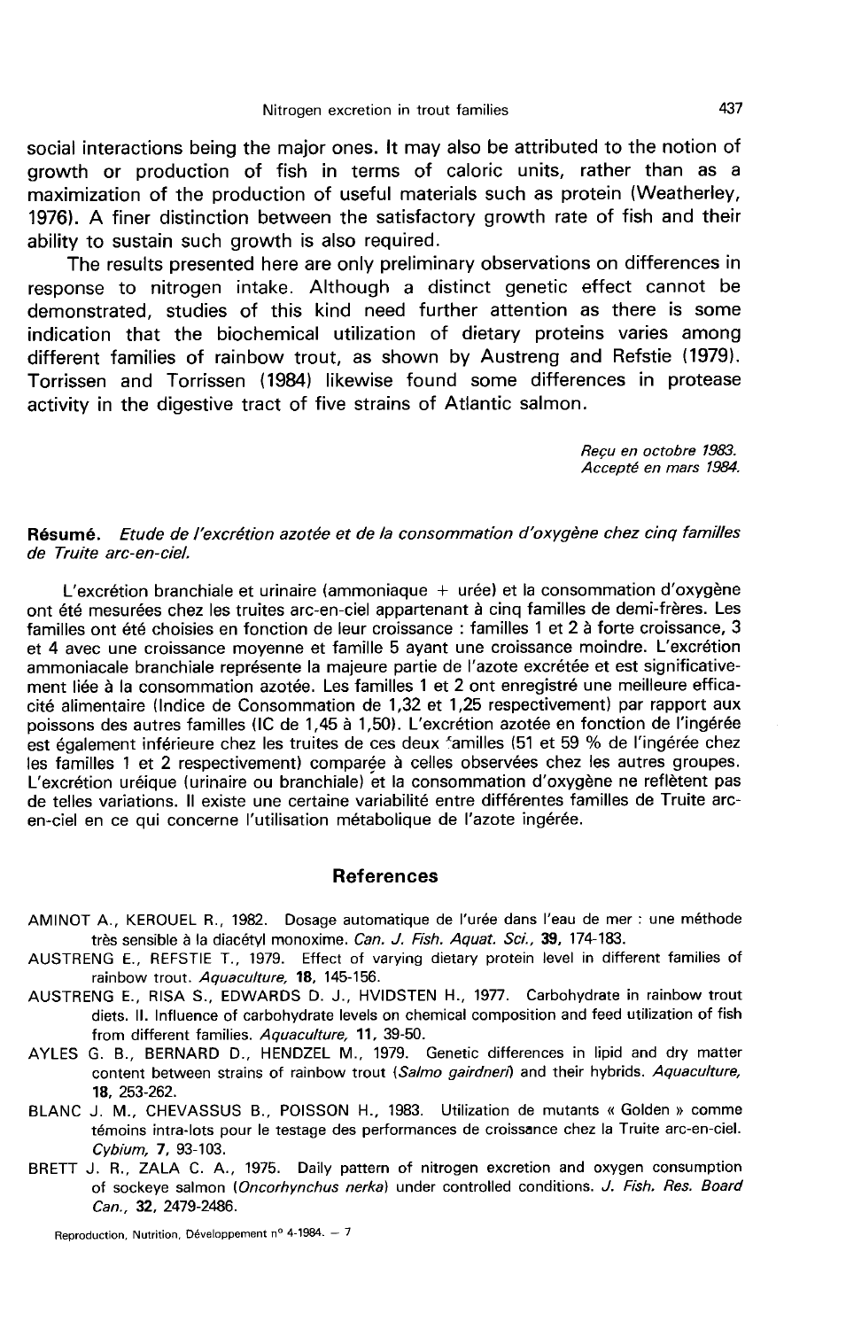social interactions being the major ones. It may also be attributed to the notion of growth or production of fish in terms of caloric units, rather than as a maximization of the production of useful materials such as protein (Weatherley, 1976). A finer distinction between the satisfactory growth rate of fish and their ability to sustain such growth is also required.

The results presented here are only preliminary observations on differences in response to nitrogen intake. Although a distinct genetic effect cannot be demonstrated, studies of this kind need further attention as there is some indication that the biochemical utilization of dietary proteins varies among different families of rainbow trout, as shown by Austreng and Refstie (1979). Torrissen and Torrissen (1984) likewise found some differences in protease activity in the digestive tract of five strains of Atlantic salmon.

*Reçu en octobre 1983.*
*Accepté en mars 1984.*

**Résumé.** *Etude de l'excrétion azotée et de la consommation d'oxygène chez cinq familles de Truite arc-en-ciel.*

L'excrétion branchiale et urinaire (ammoniaque + urée) et la consommation d'oxygène ont été mesurées chez les truites arc-en-ciel appartenant à cinq familles de demi-frères. Les familles ont été choisies en fonction de leur croissance : familles 1 et 2 à forte croissance, 3 et 4 avec une croissance moyenne et famille 5 ayant une croissance moindre. L'excrétion ammoniacale branchiale représente la majeure partie de l'azote excrétée et est significativement liée à la consommation azotée. Les familles 1 et 2 ont enregistré une meilleure efficacité alimentaire (Indice de Consommation de 1,32 et 1,25 respectivement) par rapport aux poissons des autres familles (IC de 1,45 à 1,50). L'excrétion azotée en fonction de l'ingérée est également inférieure chez les truites de ces deux familles (51 et 59 % de l'ingérée chez les familles 1 et 2 respectivement) comparée à celles observées chez les autres groupes. L'excrétion uréique (urinaire ou branchiale) et la consommation d'oxygène ne reflètent pas de telles variations. Il existe une certaine variabilité entre différentes familles de Truite arc-en-ciel en ce qui concerne l'utilisation métabolique de l'azote ingérée.

## References

AMINOT A., KEROUEL R., 1982. Dosage automatique de l'urée dans l'eau de mer : une méthode très sensible à la diacétyl monoxime. *Can. J. Fish. Aquat. Sci.*, **39**, 174-183.

AUSTRENG E., REFSTIE T., 1979. Effect of varying dietary protein level in different families of rainbow trout. *Aquaculture,* **18**, 145-156.

AUSTRENG E., RISA S., EDWARDS D. J., HVIDSTEN H., 1977. Carbohydrate in rainbow trout diets. II. Influence of carbohydrate levels on chemical composition and feed utilization of fish from different families. *Aquaculture,* **11**, 39-50.

AYLES G. B., BERNARD D., HENDZEL M., 1979. Genetic differences in lipid and dry matter content between strains of rainbow trout (*Salmo gairdneri*) and their hybrids. *Aquaculture,* **18**, 253-262.

BLANC J. M., CHEVASSUS B., POISSON H., 1983. Utilization de mutants « Golden » comme témoins intra-lots pour le testage des performances de croissance chez la Truite arc-en-ciel. *Cybium,* **7**, 93-103.

BRETT J. R., ZALA C. A., 1975. Daily pattern of nitrogen excretion and oxygen consumption of sockeye salmon (*Oncorhynchus nerka*) under controlled conditions. *J. Fish. Res. Board Can.,* **32**, 2479-2486.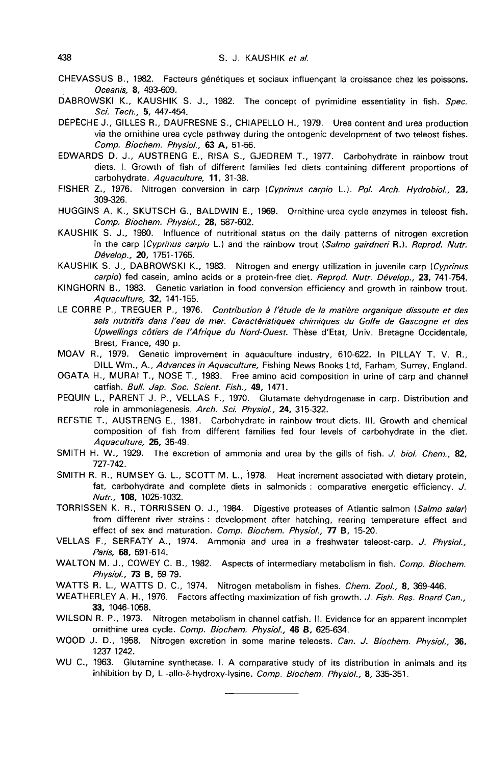CHEVASSUS B., 1982. Facteurs génétiques et sociaux influençant la croissance chez les poissons. *Oceanis*, **8**, 493-609.

DABROWSKI K., KAUSHIK S. J., 1982. The concept of pyrimidine essentiality in fish. *Spec. Sci. Tech.*, **5**, 447-454.

DÉPÊCHE J., GILLES R., DAUFRESNE S., CHIAPELLO H., 1979. Urea content and urea production via the ornithine urea cycle pathway during the ontogenic development of two teleost fishes. *Comp. Biochem. Physiol.*, **63 A**, 51-56.

EDWARDS D. J., AUSTRENG E., RISA S., GJEDREM T., 1977. Carbohydrate in rainbow trout diets. I. Growth of fish of different families fed diets containing different proportions of carbohydrate. *Aquaculture*, **11**, 31-38.

FISHER Z., 1976. Nitrogen conversion in carp (*Cyprinus carpio* L.). *Pol. Arch. Hydrobiol.*, **23**, 309-326.

HUGGINS A. K., SKUTSCH G., BALDWIN E., 1969. Ornithine-urea cycle enzymes in teleost fish. *Comp. Biochem. Physiol.*, **28**, 587-602.

KAUSHIK S. J., 1980. Influence of nutritional status on the daily patterns of nitrogen excretion in the carp (*Cyprinus carpio* L.) and the rainbow trout (*Salmo gairdneri* R.). *Reprod. Nutr. Dévelop.*, **20**, 1751-1765.

KAUSHIK S. J., DABROWSKI K., 1983. Nitrogen and energy utilization in juvenile carp (*Cyprinus carpio*) fed casein, amino acids or a protein-free diet. *Reprod. Nutr. Dévelop.*, **23**, 741-754.

KINGHORN B., 1983. Genetic variation in food conversion efficiency and growth in rainbow trout. *Aquaculture*, **32**, 141-155.

LE CORRE P., TREGUER P., 1976. *Contribution à l'étude de la matière organique dissoute et des sels nutritifs dans l'eau de mer. Caractéristiques chimiques du Golfe de Gascogne et des Upwellings côtiers de l'Afrique du Nord-Ouest.* Thèse d'Etat, Univ. Bretagne Occidentale, Brest, France, 490 p.

MOAV R., 1979. Genetic improvement in aquaculture industry, 610-622. In PILLAY T. V. R., DILL Wm., A., *Advances in Aquaculture*, Fishing News Books Ltd, Farham, Surrey, England.

OGATA H., MURAI T., NOSE T., 1983. Free amino acid composition in urine of carp and channel catfish. *Bull. Jap. Soc. Scient. Fish.*, **49**, 1471.

PEQUIN L., PARENT J. P., VELLAS F., 1970. Glutamate dehydrogenase in carp. Distribution and role in ammoniagenesis. *Arch. Sci. Physiol.*, **24**, 315-322.

REFSTIE T., AUSTRENG E., 1981. Carbohydrate in rainbow trout diets. III. Growth and chemical composition of fish from different families fed four levels of carbohydrate in the diet. *Aquaculture*, **25**, 35-49.

SMITH H. W., 1929. The excretion of ammonia and urea by the gills of fish. *J. biol. Chem.*, **82**, 727-742.

SMITH R. R., RUMSEY G. L., SCOTT M. L., 1978. Heat increment associated with dietary protein, fat, carbohydrate and complete diets in salmonids : comparative energetic efficiency. *J. Nutr.*, **108**, 1025-1032.

TORRISSEN K. R., TORRISSEN O. J., 1984. Digestive proteases of Atlantic salmon (*Salmo salar*) from different river strains : development after hatching, rearing temperature effect and effect of sex and maturation. *Comp. Biochem. Physiol.*, **77 B**, 15-20.

VELLAS F., SERFATY A., 1974. Ammonia and urea in a freshwater teleost-carp. *J. Physiol., Paris*, **68**, 591-614.

WALTON M. J., COWEY C. B., 1982. Aspects of intermediary metabolism in fish. *Comp. Biochem. Physiol.*, **73 B**, 59-79.

WATTS R. L., WATTS D. C., 1974. Nitrogen metabolism in fishes. *Chem. Zool.*, **8**, 369-446.

WEATHERLEY A. H., 1976. Factors affecting maximization of fish growth. *J. Fish. Res. Board Can.*, **33**, 1046-1058.

WILSON R. P., 1973. Nitrogen metabolism in channel catfish. II. Evidence for an apparent incomplet ornithine urea cycle. *Comp. Biochem. Physiol.*, **46 B**, 625-634.

WOOD J. D., 1958. Nitrogen excretion in some marine teleosts. *Can. J. Biochem. Physiol.*, **36**, 1237-1242.

WU C., 1963. Glutamine synthetase. I. A comparative study of its distribution in animals and its inhibition by D, L-allo-δ-hydroxy-lysine. *Comp. Biochem. Physiol.*, **8**, 335-351.